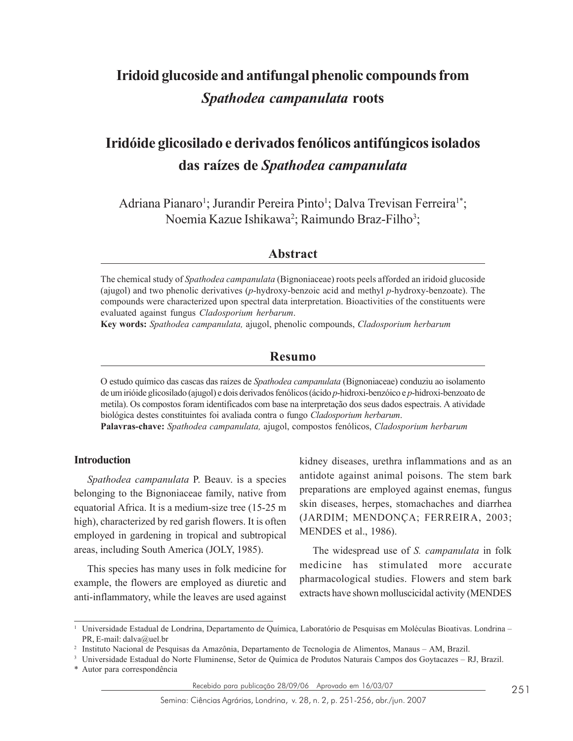# Iridoid glucoside and antifungal phenolic compounds from *Spathodea campanulata* roots

# Iridóide glicosilado e derivados fenólicos antifúngicos isolados das raízes de *Spathodea campanulata*

Adriana Pianaro[1]; Jurandir Pereira Pinto[1]; Dalva Trevisan Ferreira[1*]; Noemia Kazue Ishikawa[2]; Raimundo Braz-Filho[3];

## Abstract

The chemical study of *Spathodea campanulata* (Bignoniaceae) roots peels afforded an iridoid glucoside (ajugol) and two phenolic derivatives (*p*-hydroxy-benzoic acid and methyl *p*-hydroxy-benzoate). The compounds were characterized upon spectral data interpretation. Bioactivities of the constituents were evaluated against fungus *Cladosporium herbarum*.

**Key words:** *Spathodea campanulata,* ajugol, phenolic compounds, *Cladosporium herbarum*

## Resumo

O estudo químico das cascas das raízes de *Spathodea campanulata* (Bignoniaceae) conduziu ao isolamento de um irióide glicosilado (ajugol) e dois derivados fenólicos (ácido *p*-hidroxi-benzóico e *p*-hidroxi-benzoato de metila). Os compostos foram identificados com base na interpretação dos seus dados espectrais. A atividade biológica destes constituintes foi avaliada contra o fungo *Cladosporium herbarum*.

**Palavras-chave:** *Spathodea campanulata,* ajugol, compostos fenólicos, *Cladosporium herbarum*

### Introduction

*Spathodea campanulata* P. Beauv. is a species belonging to the Bignoniaceae family, native from equatorial Africa. It is a medium-size tree (15-25 m high), characterized by red garish flowers. It is often employed in gardening in tropical and subtropical areas, including South America (JOLY, 1985).

This species has many uses in folk medicine for example, the flowers are employed as diuretic and anti-inflammatory, while the leaves are used against kidney diseases, urethra inflammations and as an antidote against animal poisons. The stem bark preparations are employed against enemas, fungus skin diseases, herpes, stomachaches and diarrhea (JARDIM; MENDONÇA; FERREIRA, 2003; MENDES et al., 1986).

The widespread use of *S. campanulata* in folk medicine has stimulated more accurate pharmacological studies. Flowers and stem bark extracts have shown molluscicidal activity (MENDES

---

[1] Universidade Estadual de Londrina, Departamento de Química, Laboratório de Pesquisas em Moléculas Bioativas. Londrina – PR, E-mail: dalva@uel.br

[2] Instituto Nacional de Pesquisas da Amazônia, Departamento de Tecnologia de Alimentos, Manaus – AM, Brazil.

[3] Universidade Estadual do Norte Fluminense, Setor de Química de Produtos Naturais Campos dos Goytacazes – RJ, Brazil.

\* Autor para correspondência

Recebido para publicação 28/09/06 Aprovado em 16/03/07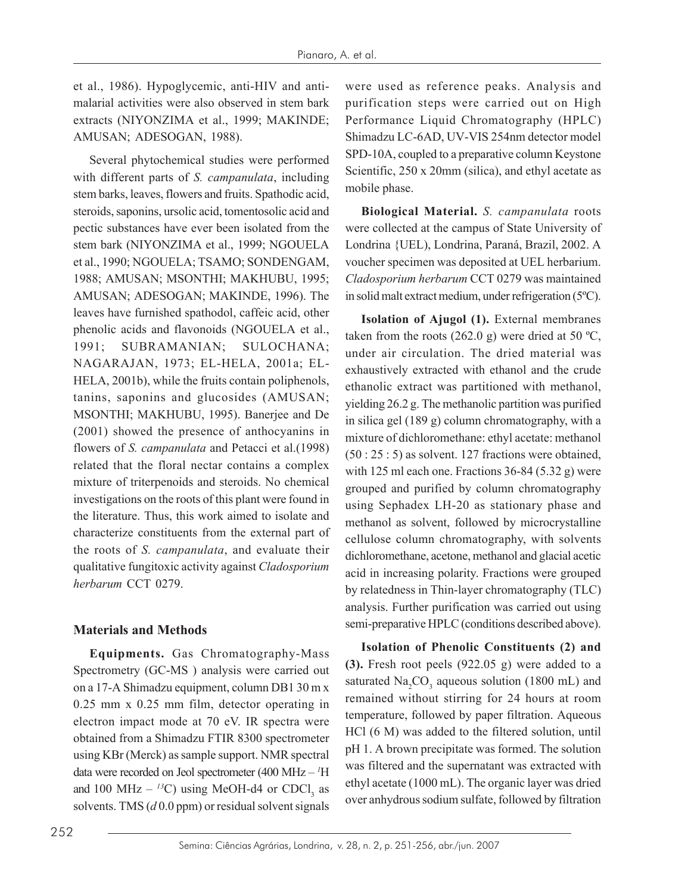et al., 1986). Hypoglycemic, anti-HIV and antimalarial activities were also observed in stem bark extracts (NIYONZIMA et al., 1999; MAKINDE; AMUSAN; ADESOGAN, 1988).

Several phytochemical studies were performed with different parts of *S. campanulata*, including stem barks, leaves, flowers and fruits. Spathodic acid, steroids, saponins, ursolic acid, tomentosolic acid and pectic substances have ever been isolated from the stem bark (NIYONZIMA et al., 1999; NGOUELA et al., 1990; NGOUELA; TSAMO; SONDENGAM, 1988; AMUSAN; MSONTHI; MAKHUBU, 1995; AMUSAN; ADESOGAN; MAKINDE, 1996). The leaves have furnished spathodol, caffeic acid, other phenolic acids and flavonoids (NGOUELA et al., 1991; SUBRAMANIAN; SULOCHANA; NAGARAJAN, 1973; EL-HELA, 2001a; EL-HELA, 2001b), while the fruits contain poliphenols, tanins, saponins and glucosides (AMUSAN; MSONTHI; MAKHUBU, 1995). Banerjee and De (2001) showed the presence of anthocyanins in flowers of *S. campanulata* and Petacci et al.(1998) related that the floral nectar contains a complex mixture of triterpenoids and steroids. No chemical investigations on the roots of this plant were found in the literature. Thus, this work aimed to isolate and characterize constituents from the external part of the roots of *S. campanulata*, and evaluate their qualitative fungitoxic activity against *Cladosporium herbarum* CCT 0279.

## Materials and Methods

**Equipments.** Gas Chromatography-Mass Spectrometry (GC-MS ) analysis were carried out on a 17-A Shimadzu equipment, column DB1 30 m x 0.25 mm x 0.25 mm film, detector operating in electron impact mode at 70 eV. IR spectra were obtained from a Shimadzu FTIR 8300 spectrometer using KBr (Merck) as sample support. NMR spectral data were recorded on Jeol spectrometer (400 MHz – $^{1}$H and 100 MHz – $^{13}$C) using MeOH-d4 or $CDCl_3$ as solvents. TMS (*d* 0.0 ppm) or residual solvent signals were used as reference peaks. Analysis and purification steps were carried out on High Performance Liquid Chromatography (HPLC) Shimadzu LC-6AD, UV-VIS 254nm detector model SPD-10A, coupled to a preparative column Keystone Scientific, 250 x 20mm (silica), and ethyl acetate as mobile phase.

**Biological Material.** *S. campanulata* roots were collected at the campus of State University of Londrina {UEL), Londrina, Paraná, Brazil, 2002. A voucher specimen was deposited at UEL herbarium. *Cladosporium herbarum* CCT 0279 was maintained in solid malt extract medium, under refrigeration (5ºC).

**Isolation of Ajugol (1).** External membranes taken from the roots (262.0 g) were dried at 50 ºC, under air circulation. The dried material was exhaustively extracted with ethanol and the crude ethanolic extract was partitioned with methanol, yielding 26.2 g. The methanolic partition was purified in silica gel (189 g) column chromatography, with a mixture of dichloromethane: ethyl acetate: methanol (50 : 25 : 5) as solvent. 127 fractions were obtained, with 125 ml each one. Fractions 36-84 (5.32 g) were grouped and purified by column chromatography using Sephadex LH-20 as stationary phase and methanol as solvent, followed by microcrystalline cellulose column chromatography, with solvents dichloromethane, acetone, methanol and glacial acetic acid in increasing polarity. Fractions were grouped by relatedness in Thin-layer chromatography (TLC) analysis. Further purification was carried out using semi-preparative HPLC (conditions described above).

**Isolation of Phenolic Constituents (2) and (3).** Fresh root peels (922.05 g) were added to a saturated $Na_2CO_3$ aqueous solution (1800 mL) and remained without stirring for 24 hours at room temperature, followed by paper filtration. Aqueous HCl (6 M) was added to the filtered solution, until pH 1. A brown precipitate was formed. The solution was filtered and the supernatant was extracted with ethyl acetate (1000 mL). The organic layer was dried over anhydrous sodium sulfate, followed by filtration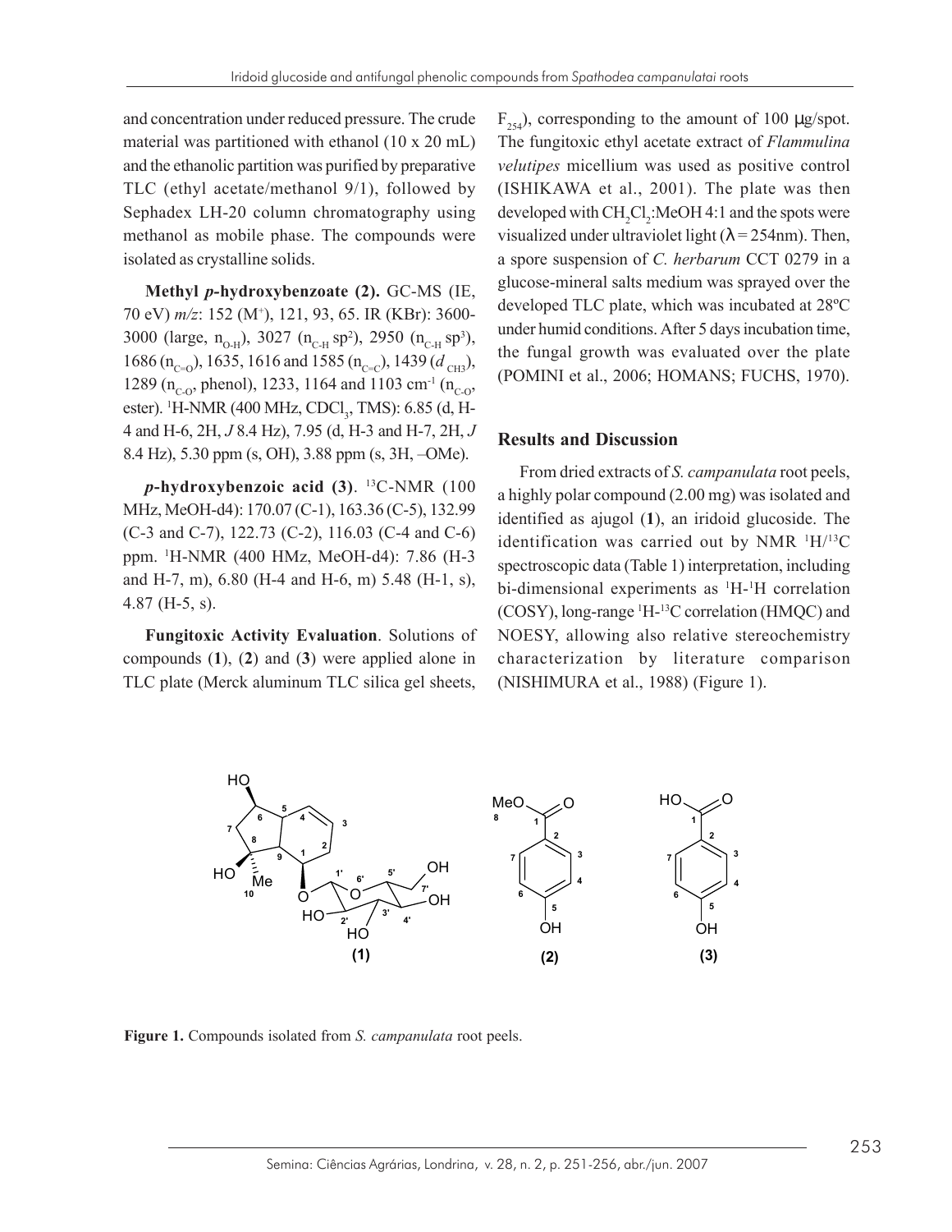and concentration under reduced pressure. The crude material was partitioned with ethanol (10 x 20 mL) and the ethanolic partition was purified by preparative TLC (ethyl acetate/methanol 9/1), followed by Sephadex LH-20 column chromatography using methanol as mobile phase. The compounds were isolated as crystalline solids.

**Methyl *p*-hydroxybenzoate (2).** GC-MS (IE, 70 eV) *m/z*: 152 ($M^+$), 121, 93, 65. IR (KBr): 3600-3000 (large, $n_{O-H}$), 3027 ($n_{C-H}$ $sp^2$), 2950 ($n_{C-H}$ $sp^3$), 1686 ($n_{C=O}$), 1635, 1616 and 1585 ($n_{C=C}$), 1439 ($d_{CH3}$), 1289 ($n_{C-O}$, phenol), 1233, 1164 and 1103 $cm^{-1}$ ($n_{C-O}$, ester). $^1H$-NMR (400 MHz, $CDCl_3$, TMS): 6.85 (d, H-4 and H-6, 2H, *J* 8.4 Hz), 7.95 (d, H-3 and H-7, 2H, *J* 8.4 Hz), 5.30 ppm (s, OH), 3.88 ppm (s, 3H, –OMe).

***p*-hydroxybenzoic acid (3)**. $^{13}C$-NMR (100 MHz, MeOH-d4): 170.07 (C-1), 163.36 (C-5), 132.99 (C-3 and C-7), 122.73 (C-2), 116.03 (C-4 and C-6) ppm. $^1H$-NMR (400 HMz, MeOH-d4): 7.86 (H-3 and H-7, m), 6.80 (H-4 and H-6, m) 5.48 (H-1, s), 4.87 (H-5, s).

**Fungitoxic Activity Evaluation**. Solutions of compounds (**1**), (**2**) and (**3**) were applied alone in TLC plate (Merck aluminum TLC silica gel sheets, $F_{254}$), corresponding to the amount of 100 μg/spot. The fungitoxic ethyl acetate extract of *Flammulina velutipes* micellium was used as positive control (ISHIKAWA et al., 2001). The plate was then developed with $CH_2Cl_2$:MeOH 4:1 and the spots were visualized under ultraviolet light (λ = 254nm). Then, a spore suspension of *C. herbarum* CCT 0279 in a glucose-mineral salts medium was sprayed over the developed TLC plate, which was incubated at 28ºC under humid conditions. After 5 days incubation time, the fungal growth was evaluated over the plate (POMINI et al., 2006; HOMANS; FUCHS, 1970).

## Results and Discussion

From dried extracts of *S. campanulata* root peels, a highly polar compound (2.00 mg) was isolated and identified as ajugol (**1**), an iridoid glucoside. The identification was carried out by NMR $^1H/^{13}C$ spectroscopic data (Table 1) interpretation, including bi-dimensional experiments as $^1H$-$^1H$ correlation (COSY), long-range $^1H$-$^{13}C$ correlation (HMQC) and NOESY, allowing also relative stereochemistry characterization by literature comparison (NISHIMURA et al., 1988) (Figure 1).

**Figure 1.** Compounds isolated from *S. campanulata* root peels.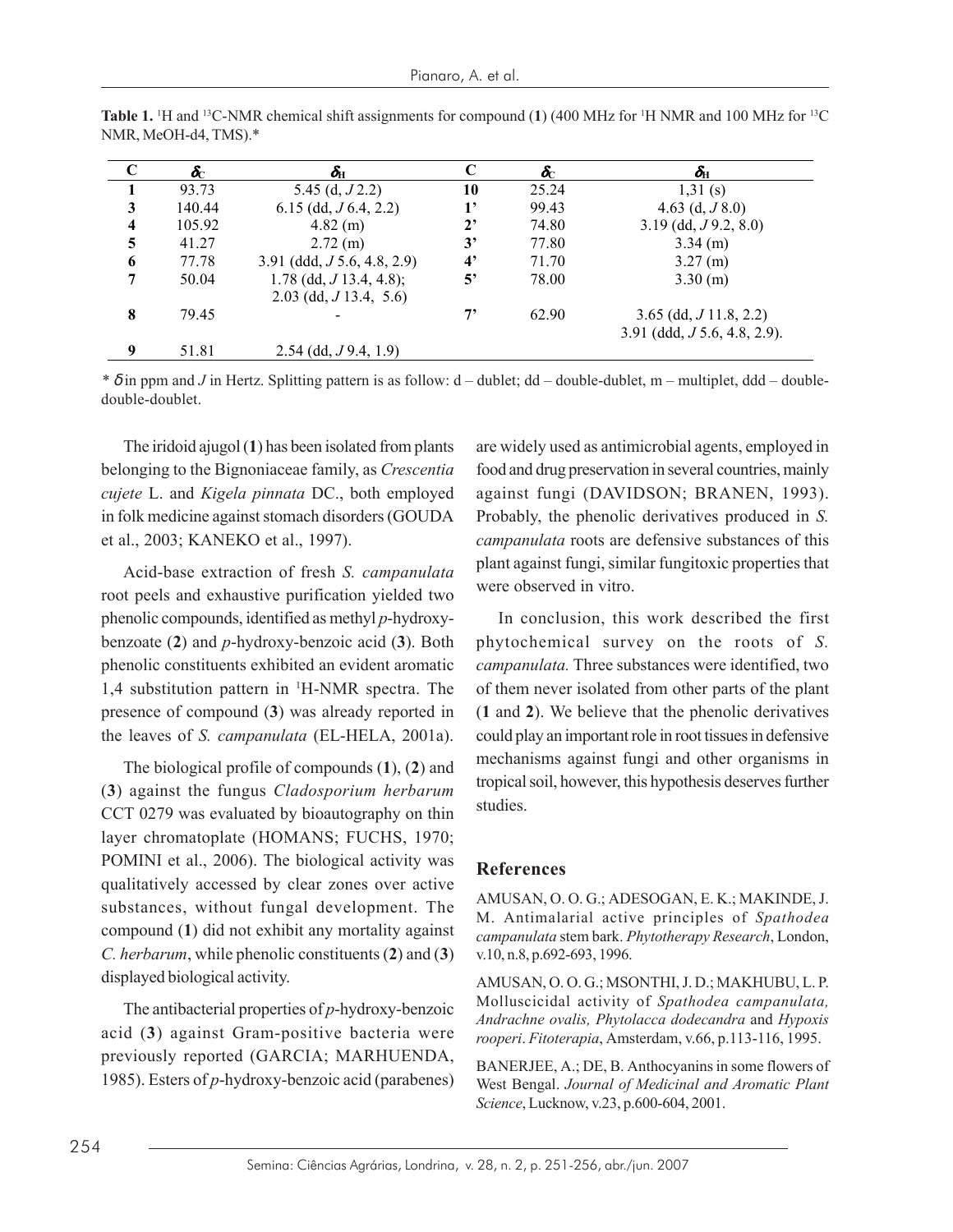**Table 1.** [1]H and [13]C-NMR chemical shift assignments for compound (**1**) (400 MHz for [1]H NMR and 100 MHz for [13]C NMR, MeOH-d4, TMS).*

| C | $\delta_C$ | $\delta_H$ | C | $\delta_C$ | $\delta_H$ |
|---|---|---|---|---|---|
| **1** | 93.73 | 5.45 (d, *J* 2.2) | **10** | 25.24 | 1,31 (s) |
| **3** | 140.44 | 6.15 (dd, *J* 6.4, 2.2) | **1'** | 99.43 | 4.63 (d, *J* 8.0) |
| **4** | 105.92 | 4.82 (m) | **2'** | 74.80 | 3.19 (dd, *J* 9.2, 8.0) |
| **5** | 41.27 | 2.72 (m) | **3'** | 77.80 | 3.34 (m) |
| **6** | 77.78 | 3.91 (ddd, *J* 5.6, 4.8, 2.9) | **4'** | 71.70 | 3.27 (m) |
| **7** | 50.04 | 1.78 (dd, *J* 13.4, 4.8); 2.03 (dd, *J* 13.4, 5.6) | **5'** | 78.00 | 3.30 (m) |
| **8** | 79.45 | - | **7'** | 62.90 | 3.65 (dd, *J* 11.8, 2.2) 3.91 (ddd, *J* 5.6, 4.8, 2.9). |
| **9** | 51.81 | 2.54 (dd, *J* 9.4, 1.9) | | | |

* $\delta$ in ppm and *J* in Hertz. Splitting pattern is as follow: d – dublet; dd – double-dublet, m – multiplet, ddd – double-double-doublet.

The iridoid ajugol (**1**) has been isolated from plants belonging to the Bignoniaceae family, as *Crescentia cujete* L. and *Kigela pinnata* DC., both employed in folk medicine against stomach disorders (GOUDA et al., 2003; KANEKO et al., 1997).

Acid-base extraction of fresh *S. campanulata* root peels and exhaustive purification yielded two phenolic compounds, identified as methyl *p*-hydroxy-benzoate (**2**) and *p*-hydroxy-benzoic acid (**3**). Both phenolic constituents exhibited an evident aromatic 1,4 substitution pattern in [1]H-NMR spectra. The presence of compound (**3**) was already reported in the leaves of *S. campanulata* (EL-HELA, 2001a).

The biological profile of compounds (**1**), (**2**) and (**3**) against the fungus *Cladosporium herbarum* CCT 0279 was evaluated by bioautography on thin layer chromatoplate (HOMANS; FUCHS, 1970; POMINI et al., 2006). The biological activity was qualitatively accessed by clear zones over active substances, without fungal development. The compound (**1**) did not exhibit any mortality against *C. herbarum*, while phenolic constituents (**2**) and (**3**) displayed biological activity.

The antibacterial properties of *p*-hydroxy-benzoic acid (**3**) against Gram-positive bacteria were previously reported (GARCIA; MARHUENDA, 1985). Esters of *p*-hydroxy-benzoic acid (parabenes) are widely used as antimicrobial agents, employed in food and drug preservation in several countries, mainly against fungi (DAVIDSON; BRANEN, 1993). Probably, the phenolic derivatives produced in *S. campanulata* roots are defensive substances of this plant against fungi, similar fungitoxic properties that were observed in vitro.

In conclusion, this work described the first phytochemical survey on the roots of *S. campanulata.* Three substances were identified, two of them never isolated from other parts of the plant (**1** and **2**). We believe that the phenolic derivatives could play an important role in root tissues in defensive mechanisms against fungi and other organisms in tropical soil, however, this hypothesis deserves further studies.

## References

AMUSAN, O. O. G.; ADESOGAN, E. K.; MAKINDE, J. M. Antimalarial active principles of *Spathodea campanulata* stem bark. *Phytotherapy Research*, London, v.10, n.8, p.692-693, 1996.

AMUSAN, O. O. G.; MSONTHI, J. D.; MAKHUBU, L. P. Molluscicidal activity of *Spathodea campanulata, Andrachne ovalis, Phytolacca dodecandra* and *Hypoxis rooperi*. *Fitoterapia*, Amsterdam, v.66, p.113-116, 1995.

BANERJEE, A.; DE, B. Anthocyanins in some flowers of West Bengal. *Journal of Medicinal and Aromatic Plant Science*, Lucknow, v.23, p.600-604, 2001.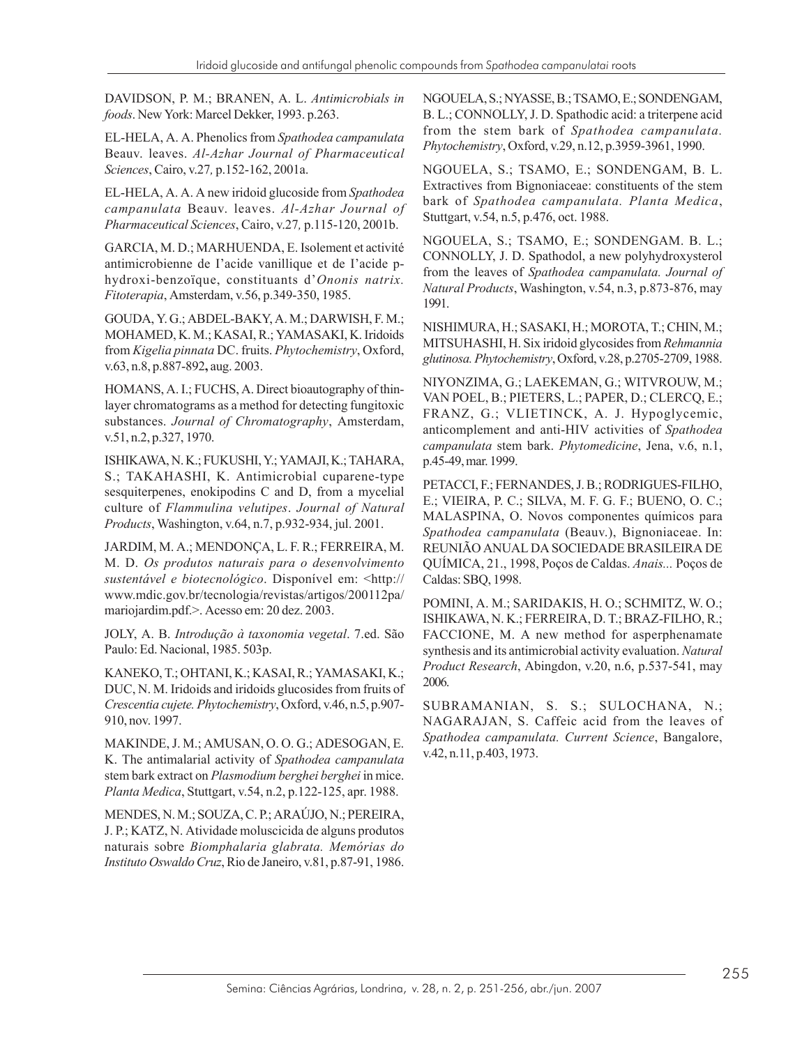DAVIDSON, P. M.; BRANEN, A. L. *Antimicrobials in foods*. New York: Marcel Dekker, 1993. p.263.

EL-HELA, A. A. Phenolics from *Spathodea campanulata* Beauv. leaves. *Al-Azhar Journal of Pharmaceutical Sciences*, Cairo, v.27, p.152-162, 2001a.

EL-HELA, A. A. A new iridoid glucoside from *Spathodea campanulata* Beauv. leaves. *Al-Azhar Journal of Pharmaceutical Sciences*, Cairo, v.27, p.115-120, 2001b.

GARCIA, M. D.; MARHUENDA, E. Isolement et activité antimicrobienne de I'acide vanillique et de I'acide p-hydroxi-benzoïque, constituants d'*Ononis natrix*. *Fitoterapia*, Amsterdam, v.56, p.349-350, 1985.

GOUDA, Y. G.; ABDEL-BAKY, A. M.; DARWISH, F. M.; MOHAMED, K. M.; KASAI, R.; YAMASAKI, K. Iridoids from *Kigelia pinnata* DC. fruits. *Phytochemistry*, Oxford, v.63, n.8, p.887-892**,** aug. 2003.

HOMANS, A. I.; FUCHS, A. Direct bioautography of thin-layer chromatograms as a method for detecting fungitoxic substances. *Journal of Chromatography*, Amsterdam, v.51, n.2, p.327, 1970.

ISHIKAWA, N. K.; FUKUSHI, Y.; YAMAJI, K.; TAHARA, S.; TAKAHASHI, K. Antimicrobial cuparene-type sesquiterpenes, enokipodins C and D, from a mycelial culture of *Flammulina velutipes*. *Journal of Natural Products*, Washington, v.64, n.7, p.932-934, jul. 2001.

JARDIM, M. A.; MENDONÇA, L. F. R.; FERREIRA, M. M. D. *Os produtos naturais para o desenvolvimento sustentável e biotecnológico*. Disponível em: <http://www.mdic.gov.br/tecnologia/revistas/artigos/200112pa/mariojardim.pdf.>. Acesso em: 20 dez. 2003.

JOLY, A. B. *Introdução à taxonomia vegetal*. 7.ed. São Paulo: Ed. Nacional, 1985. 503p.

KANEKO, T.; OHTANI, K.; KASAI, R.; YAMASAKI, K.; DUC, N. M. Iridoids and iridoids glucosides from fruits of *Crescentia cujete. Phytochemistry*, Oxford, v.46, n.5, p.907-910, nov. 1997.

MAKINDE, J. M.; AMUSAN, O. O. G.; ADESOGAN, E. K. The antimalarial activity of *Spathodea campanulata* stem bark extract on *Plasmodium berghei berghei* in mice. *Planta Medica*, Stuttgart, v.54, n.2, p.122-125, apr. 1988.

MENDES, N. M.; SOUZA, C. P.; ARAÚJO, N.; PEREIRA, J. P.; KATZ, N. Atividade moluscicida de alguns produtos naturais sobre *Biomphalaria glabrata*. *Memórias do Instituto Oswaldo Cruz*, Rio de Janeiro, v.81, p.87-91, 1986.

NGOUELA, S.; NYASSE, B.; TSAMO, E.; SONDENGAM, B. L.; CONNOLLY, J. D. Spathodic acid: a triterpene acid from the stem bark of *Spathodea campanulata. Phytochemistry*, Oxford, v.29, n.12, p.3959-3961, 1990.

NGOUELA, S.; TSAMO, E.; SONDENGAM, B. L. Extractives from Bignoniaceae: constituents of the stem bark of *Spathodea campanulata. Planta Medica*, Stuttgart, v.54, n.5, p.476, oct. 1988.

NGOUELA, S.; TSAMO, E.; SONDENGAM. B. L.; CONNOLLY, J. D. Spathodol, a new polyhydroxysterol from the leaves of *Spathodea campanulata. Journal of Natural Products*, Washington, v.54, n.3, p.873-876, may 1991.

NISHIMURA, H.; SASAKI, H.; MOROTA, T.; CHIN, M.; MITSUHASHI, H. Six iridoid glycosides from *Rehmannia glutinosa. Phytochemistry*, Oxford, v.28, p.2705-2709, 1988.

NIYONZIMA, G.; LAEKEMAN, G.; WITVROUW, M.; VAN POEL, B.; PIETERS, L.; PAPER, D.; CLERCQ, E.; FRANZ, G.; VLIETINCK, A. J. Hypoglycemic, anticomplement and anti-HIV activities of *Spathodea campanulata* stem bark. *Phytomedicine*, Jena, v.6, n.1, p.45-49, mar. 1999.

PETACCI, F.; FERNANDES, J. B.; RODRIGUES-FILHO, E.; VIEIRA, P. C.; SILVA, M. F. G. F.; BUENO, O. C.; MALASPINA, O. Novos componentes químicos para *Spathodea campanulata* (Beauv.), Bignoniaceae. In: REUNIÃO ANUAL DA SOCIEDADE BRASILEIRA DE QUÍMICA, 21., 1998, Poços de Caldas. *Anais...* Poços de Caldas: SBQ, 1998.

POMINI, A. M.; SARIDAKIS, H. O.; SCHMITZ, W. O.; ISHIKAWA, N. K.; FERREIRA, D. T.; BRAZ-FILHO, R.; FACCIONE, M. A new method for asperphenamate synthesis and its antimicrobial activity evaluation. *Natural Product Research*, Abingdon, v.20, n.6, p.537-541, may 2006.

SUBRAMANIAN, S. S.; SULOCHANA, N.; NAGARAJAN, S. Caffeic acid from the leaves of *Spathodea campanulata. Current Science*, Bangalore, v.42, n.11, p.403, 1973.